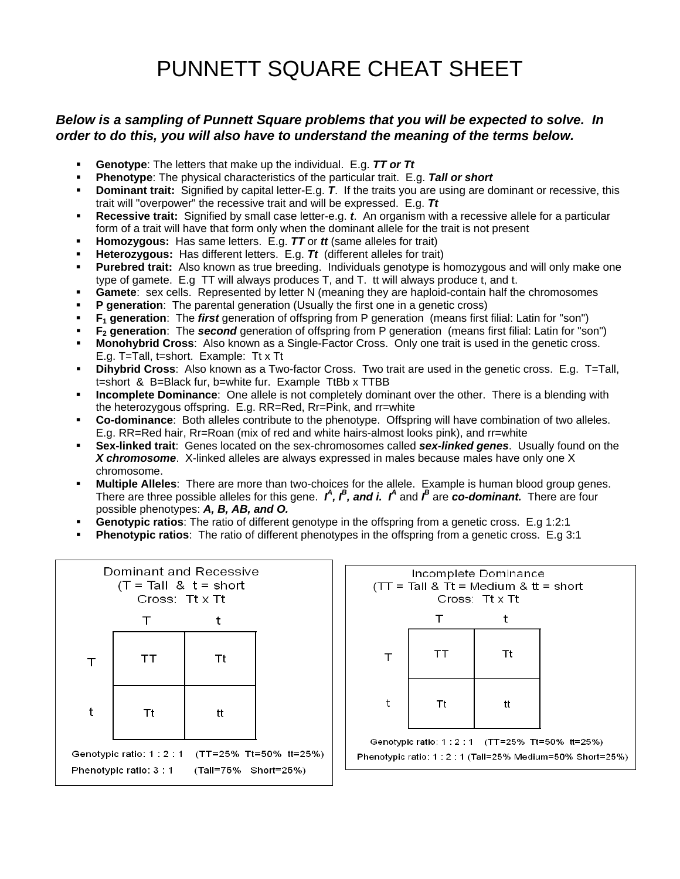# PUNNETT SQUARE CHEAT SHEET

***Below is a sampling of Punnett Square problems that you will be expected to solve. In order to do this, you will also have to understand the meaning of the terms below.***

- **Genotype**: The letters that make up the individual. E.g. ***TT or Tt***
- **Phenotype**: The physical characteristics of the particular trait. E.g. ***Tall or short***
- **Dominant trait:** Signified by capital letter-E.g. ***T***. If the traits you are using are dominant or recessive, this trait will "overpower" the recessive trait and will be expressed. E.g. ***Tt***
- **Recessive trait:** Signified by small case letter-e.g. ***t***. An organism with a recessive allele for a particular form of a trait will have that form only when the dominant allele for the trait is not present
- **Homozygous:** Has same letters. E.g. ***TT*** or ***tt*** (same alleles for trait)
- **Heterozygous:** Has different letters. E.g. ***Tt*** (different alleles for trait)
- **Purebred trait:** Also known as true breeding. Individuals genotype is homozygous and will only make one type of gamete. E.g TT will always produces T, and T. tt will always produce t, and t.
- **Gamete**: sex cells. Represented by letter N (meaning they are haploid-contain half the chromosomes
- **P generation**: The parental generation (Usually the first one in a genetic cross)
- **$F_1$ generation**: The ***first*** generation of offspring from P generation (means first filial: Latin for "son")
- **$F_2$ generation**: The ***second*** generation of offspring from P generation (means first filial: Latin for "son")
- **Monohybrid Cross**: Also known as a Single-Factor Cross. Only one trait is used in the genetic cross. E.g. T=Tall, t=short. Example: Tt x Tt
- **Dihybrid Cross**: Also known as a Two-factor Cross. Two trait are used in the genetic cross. E.g. T=Tall, t=short & B=Black fur, b=white fur. Example TtBb x TTBB
- **Incomplete Dominance**: One allele is not completely dominant over the other. There is a blending with the heterozygous offspring. E.g. RR=Red, Rr=Pink, and rr=white
- **Co-dominance**: Both alleles contribute to the phenotype. Offspring will have combination of two alleles. E.g. RR=Red hair, Rr=Roan (mix of red and white hairs-almost looks pink), and rr=white
- **Sex-linked trait**: Genes located on the sex-chromosomes called ***sex-linked genes***. Usually found on the ***X chromosome***. X-linked alleles are always expressed in males because males have only one X chromosome.
- **Multiple Alleles**: There are more than two-choices for the allele. Example is human blood group genes. There are three possible alleles for this gene. ***$I^A$, $I^B$, and i.*** ***$I^A$*** and ***$I^B$*** are ***co-dominant.*** There are four possible phenotypes: ***A, B, AB, and O.***
- **Genotypic ratios**: The ratio of different genotype in the offspring from a genetic cross. E.g 1:2:1
- **Phenotypic ratios**: The ratio of different phenotypes in the offspring from a genetic cross. E.g 3:1

**Dominant and Recessive**
(T = Tall & t = short)
Cross: Tt x Tt

| | T | t |
|---|---|---|
| **T** | TT | Tt |
| **t** | Tt | tt |

Genotypic ratio: 1 : 2 : 1 (TT=25% Tt=50% tt=25%)

Phenotypic ratio: 3 : 1 (Tall=75% Short=25%)

**Incomplete Dominance**
(TT = Tall & Tt = Medium & tt = short)
Cross: Tt x Tt

| | T | t |
|---|---|---|
| **T** | TT | Tt |
| **t** | Tt | tt |

Genotypic ratio: 1 : 2 : 1 (TT=25% Tt=50% tt=25%)

Phenotypic ratio: 1 : 2 : 1 (Tall=25% Medium=50% Short=25%)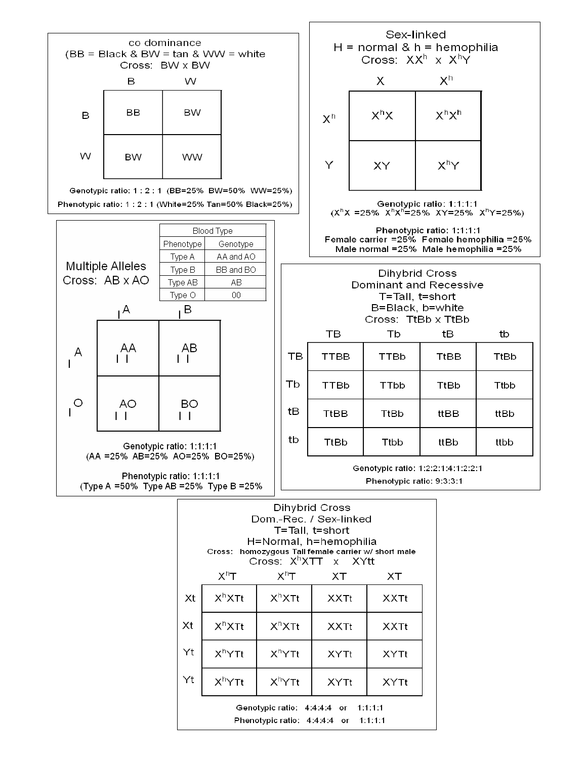## co dominance

(BB = Black & BW = tan & WW = white

Cross: BW x BW

| | B | W |
|---|---|---|
| **B** | BB | BW |
| **W** | BW | WW |

Genotypic ratio: 1 : 2 : 1 (BB=25% BW=50% WW=25%)

Phenotypic ratio: 1 : 2 : 1 (White=25% Tan=50% Black=25%)

## Sex-linked

H = normal & h = hemophilia

Cross: $XX^h$ x $X^hY$

| | X | $X^h$ |
|---|---|---|
| **$X^h$** | $X^hX$ | $X^hX^h$ |
| **Y** | XY | $X^hY$ |

Genotypic ratio: 1:1:1:1

($X^hX$ =25% $X^hX^h$=25% XY=25% $X^hY$=25%)

Phenotypic ratio: 1:1:1:1

Female carrier =25% Female hemophilia =25%

Male normal =25% Male hemophilia =25%

## Multiple Alleles

Cross: AB x AO

| Blood Type | |
|---|---|
| Phenotype | Genotype |
| Type A | AA and AO |
| Type B | BB and BO |
| Type AB | AB |
| Type O | 00 |

| | $I^A$ | $I^B$ |
|---|---|---|
| **$I^A$** | $I^A I^A$ | $I^A I^B$ |
| **$I^O$** | $I^A I^O$ | $I^B I^O$ |

Genotypic ratio: 1:1:1:1

(AA =25% AB=25% AO=25% BO=25%)

Phenotypic ratio: 1:1:1:1

(Type A =50% Type AB =25% Type B =25%

## Dihybrid Cross

Dominant and Recessive

T=Tall, t=short

B=Black, b=white

Cross: TtBb x TtBb

| | TB | Tb | tB | tb |
|---|---|---|---|---|
| **TB** | TTBB | TTBb | TtBB | TtBb |
| **Tb** | TTBb | TTbb | TtBb | Ttbb |
| **tB** | TtBB | TtBb | ttBB | ttBb |
| **tb** | TtBb | Ttbb | ttBb | ttbb |

Genotypic ratio: 1:2:2:1:4:1:2:2:1

Phenotypic ratio: 9:3:3:1

## Dihybrid Cross

Dom.-Rec. / Sex-linked

T=Tall, t=short

H=Normal, h=hemophilia

Cross: homozygous Tall female carrier w/ short male

Cross: $X^hXTT$ x $XYtt$

| | $X^hT$ | $X^hT$ | XT | XT |
|---|---|---|---|---|
| **Xt** | $X^hXTt$ | $X^hXTt$ | XXTt | XXTt |
| **Xt** | $X^hXTt$ | $X^hXTt$ | XXTt | XXTt |
| **Yt** | $X^hYTt$ | $X^hYTt$ | XYTt | XYTt |
| **Yt** | $X^hYTt$ | $X^hYTt$ | XYTt | XYTt |

Genotypic ratio: 4:4:4:4 or 1:1:1:1

Phenotypic ratio: 4:4:4:4 or 1:1:1:1